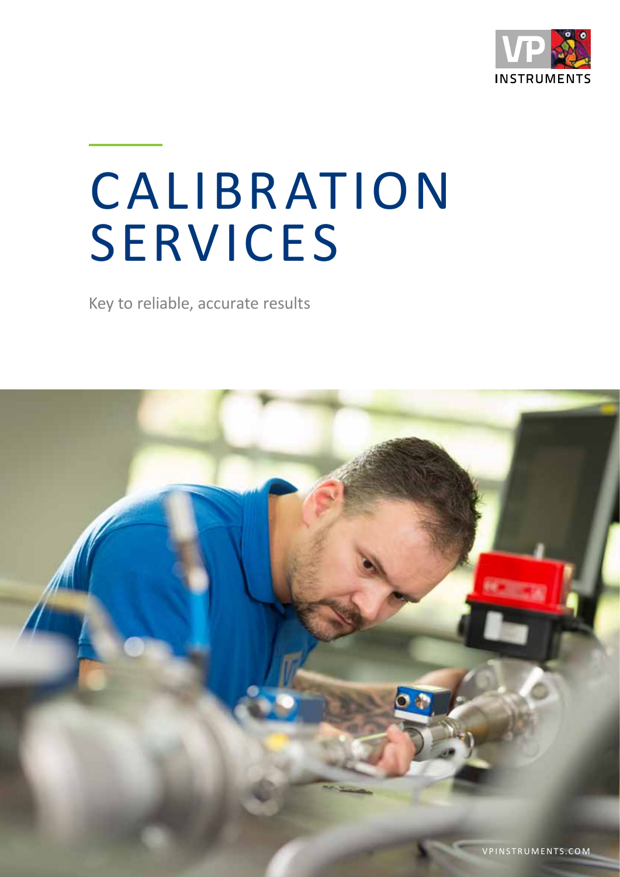# CALIBRATION SERVICES

Key to reliable, accurate results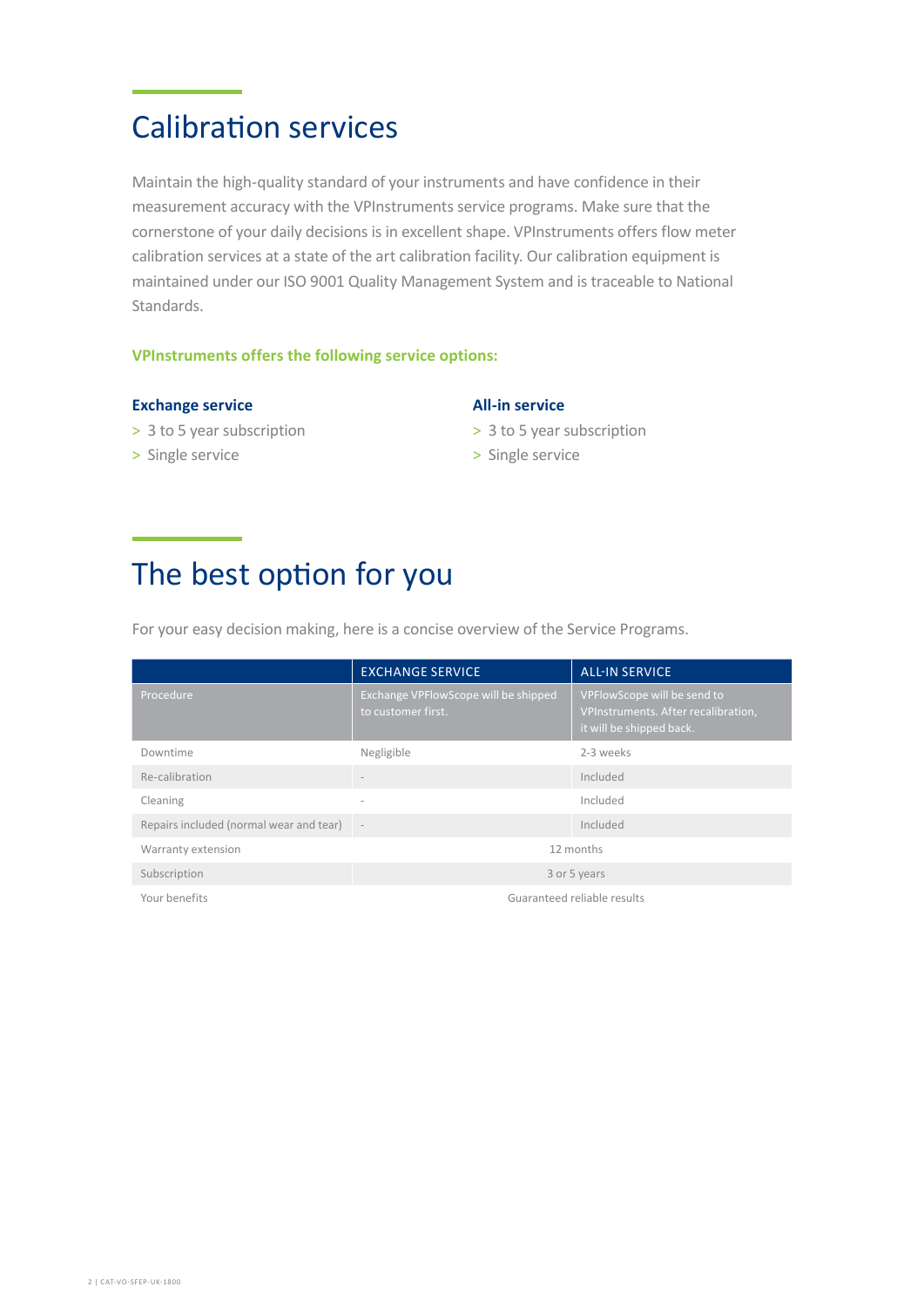# Calibration services

Maintain the high-quality standard of your instruments and have confidence in their measurement accuracy with the VPInstruments service programs. Make sure that the cornerstone of your daily decisions is in excellent shape. VPInstruments offers flow meter calibration services at a state of the art calibration facility. Our calibration equipment is maintained under our ISO 9001 Quality Management System and is traceable to National Standards.

**VPInstruments offers the following service options:**

**Exchange service**

- 3 to 5 year subscription
- Single service

**All-in service**

- 3 to 5 year subscription
- Single service

# The best option for you

For your easy decision making, here is a concise overview of the Service Programs.

| | EXCHANGE SERVICE | ALL-IN SERVICE |
|---|---|---|
| Procedure | Exchange VPFlowScope will be shipped to customer first. | VPFlowScope will be send to VPInstruments. After recalibration, it will be shipped back. |
| Downtime | Negligible | 2-3 weeks |
| Re-calibration | - | Included |
| Cleaning | - | Included |
| Repairs included (normal wear and tear) | - | Included |
| Warranty extension | 12 months | |
| Subscription | 3 or 5 years | |
| Your benefits | Guaranteed reliable results | |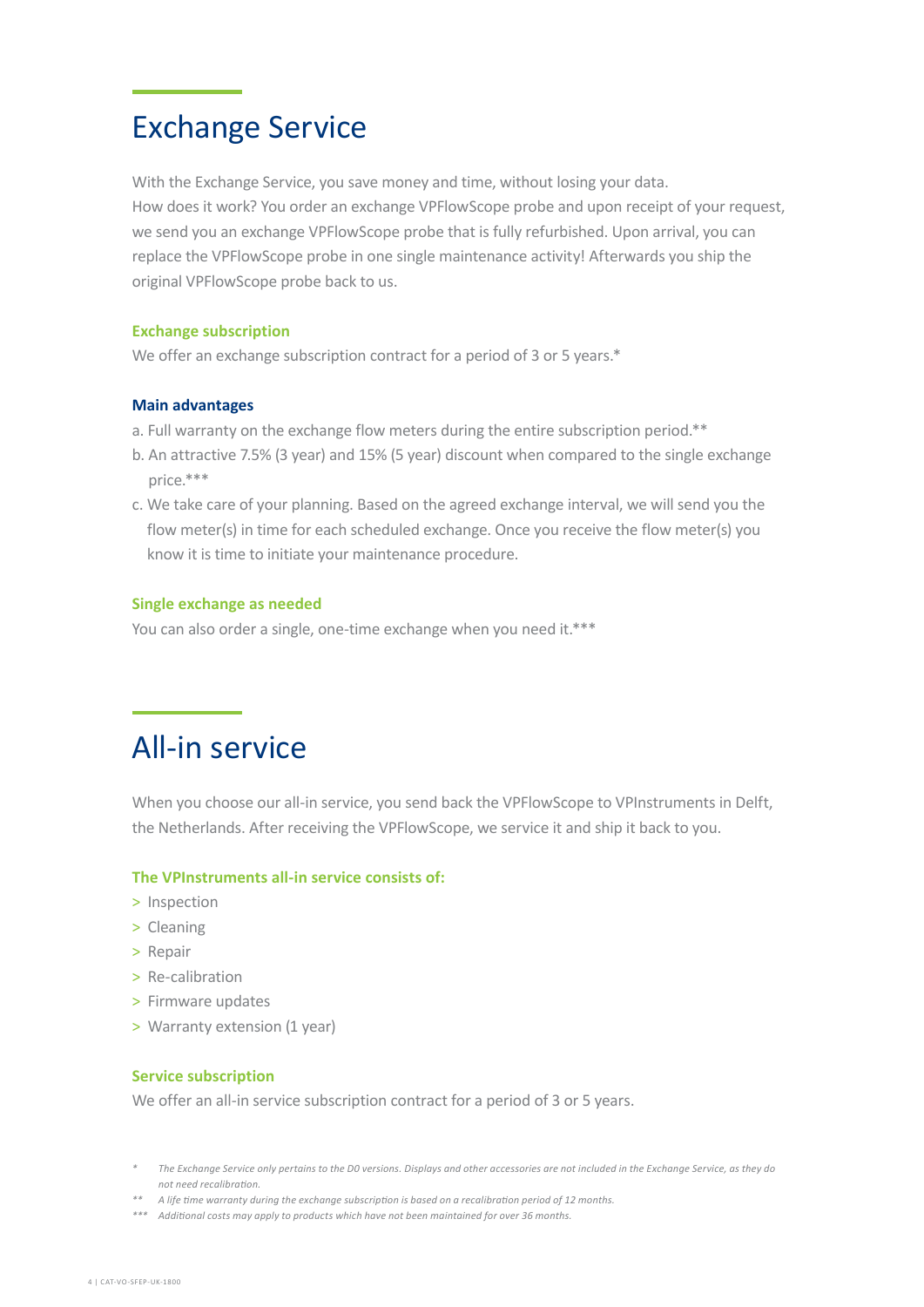# Exchange Service

With the Exchange Service, you save money and time, without losing your data.
How does it work? You order an exchange VPFlowScope probe and upon receipt of your request, we send you an exchange VPFlowScope probe that is fully refurbished. Upon arrival, you can replace the VPFlowScope probe in one single maintenance activity! Afterwards you ship the original VPFlowScope probe back to us.

### Exchange subscription

We offer an exchange subscription contract for a period of 3 or 5 years.*

### Main advantages

a. Full warranty on the exchange flow meters during the entire subscription period.**
b. An attractive 7.5% (3 year) and 15% (5 year) discount when compared to the single exchange price.***
c. We take care of your planning. Based on the agreed exchange interval, we will send you the flow meter(s) in time for each scheduled exchange. Once you receive the flow meter(s) you know it is time to initiate your maintenance procedure.

### Single exchange as needed

You can also order a single, one-time exchange when you need it.***

# All-in service

When you choose our all-in service, you send back the VPFlowScope to VPInstruments in Delft, the Netherlands. After receiving the VPFlowScope, we service it and ship it back to you.

### The VPInstruments all-in service consists of:

> Inspection
> Cleaning
> Repair
> Re-calibration
> Firmware updates
> Warranty extension (1 year)

### Service subscription

We offer an all-in service subscription contract for a period of 3 or 5 years.

*\* The Exchange Service only pertains to the D0 versions. Displays and other accessories are not included in the Exchange Service, as they do not need recalibration.*
*\*\* A life time warranty during the exchange subscription is based on a recalibration period of 12 months.*
*\*\*\* Additional costs may apply to products which have not been maintained for over 36 months.*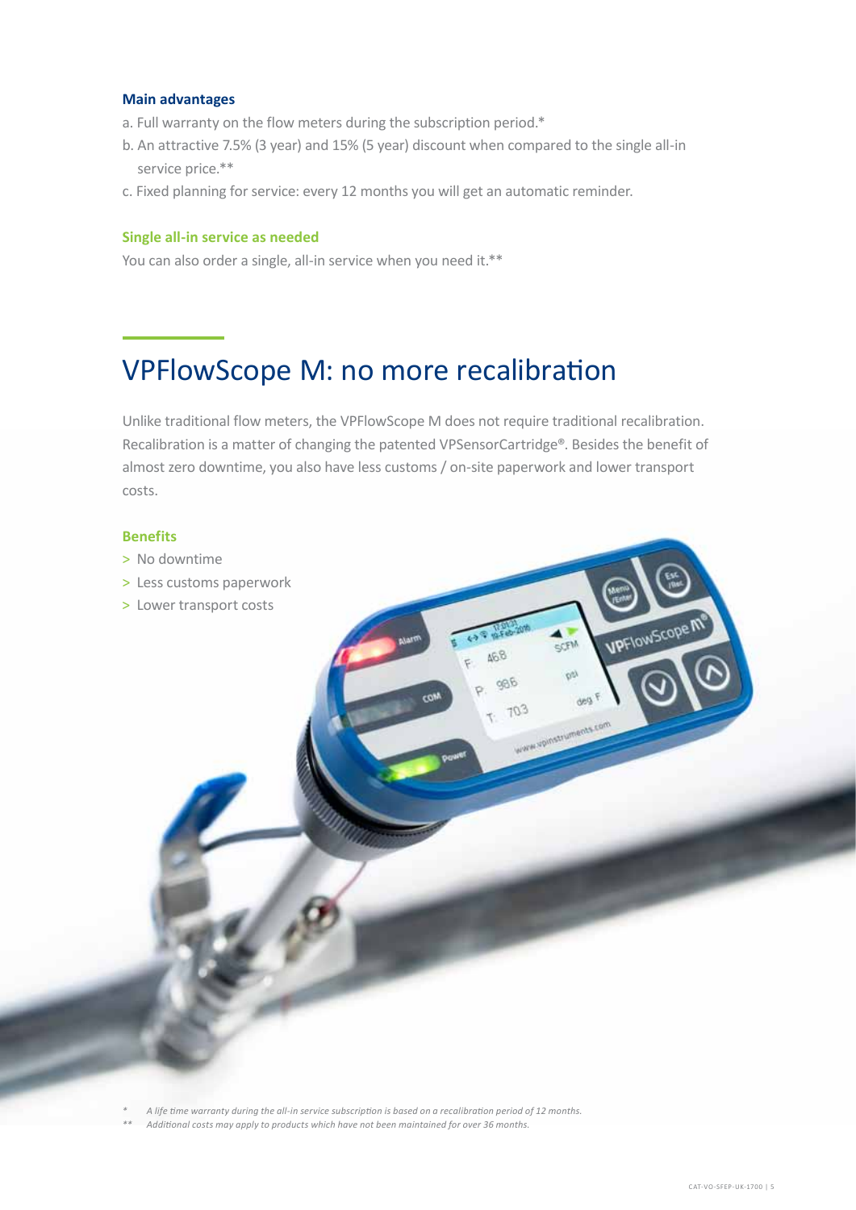### Main advantages

a. Full warranty on the flow meters during the subscription period.*

b. An attractive 7.5% (3 year) and 15% (5 year) discount when compared to the single all-in service price.**

c. Fixed planning for service: every 12 months you will get an automatic reminder.

### Single all-in service as needed

You can also order a single, all-in service when you need it.**

## VPFlowScope M: no more recalibration

Unlike traditional flow meters, the VPFlowScope M does not require traditional recalibration. Recalibration is a matter of changing the patented VPSensorCartridge®. Besides the benefit of almost zero downtime, you also have less customs / on-site paperwork and lower transport costs.

### Benefits

> No downtime
> Less customs paperwork
> Lower transport costs

*  *A life time warranty during the all-in service subscription is based on a recalibration period of 12 months.*

** *Additional costs may apply to products which have not been maintained for over 36 months.*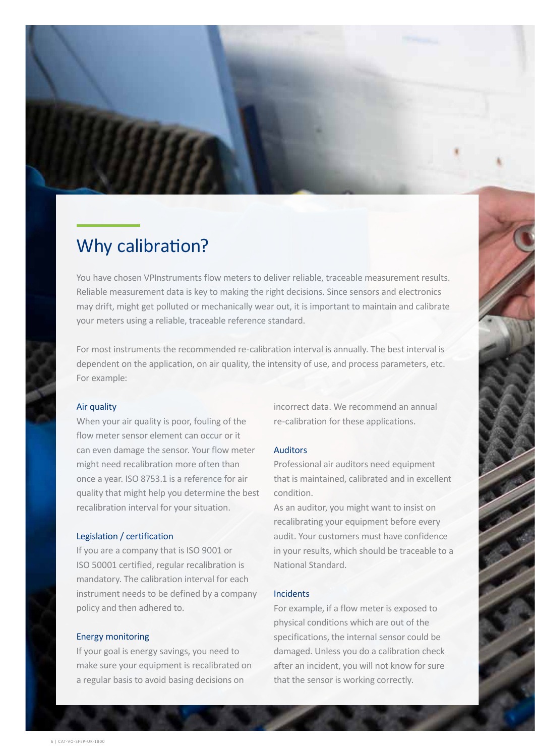# Why calibration?

You have chosen VPInstruments flow meters to deliver reliable, traceable measurement results. Reliable measurement data is key to making the right decisions. Since sensors and electronics may drift, might get polluted or mechanically wear out, it is important to maintain and calibrate your meters using a reliable, traceable reference standard.

For most instruments the recommended re-calibration interval is annually. The best interval is dependent on the application, on air quality, the intensity of use, and process parameters, etc. For example:

### Air quality

When your air quality is poor, fouling of the flow meter sensor element can occur or it can even damage the sensor. Your flow meter might need recalibration more often than once a year. ISO 8753.1 is a reference for air quality that might help you determine the best recalibration interval for your situation.

### Legislation / certification

If you are a company that is ISO 9001 or ISO 50001 certified, regular recalibration is mandatory. The calibration interval for each instrument needs to be defined by a company policy and then adhered to.

### Energy monitoring

If your goal is energy savings, you need to make sure your equipment is recalibrated on a regular basis to avoid basing decisions on incorrect data. We recommend an annual re-calibration for these applications.

### Auditors

Professional air auditors need equipment that is maintained, calibrated and in excellent condition.
As an auditor, you might want to insist on recalibrating your equipment before every audit. Your customers must have confidence in your results, which should be traceable to a National Standard.

### Incidents

For example, if a flow meter is exposed to physical conditions which are out of the specifications, the internal sensor could be damaged. Unless you do a calibration check after an incident, you will not know for sure that the sensor is working correctly.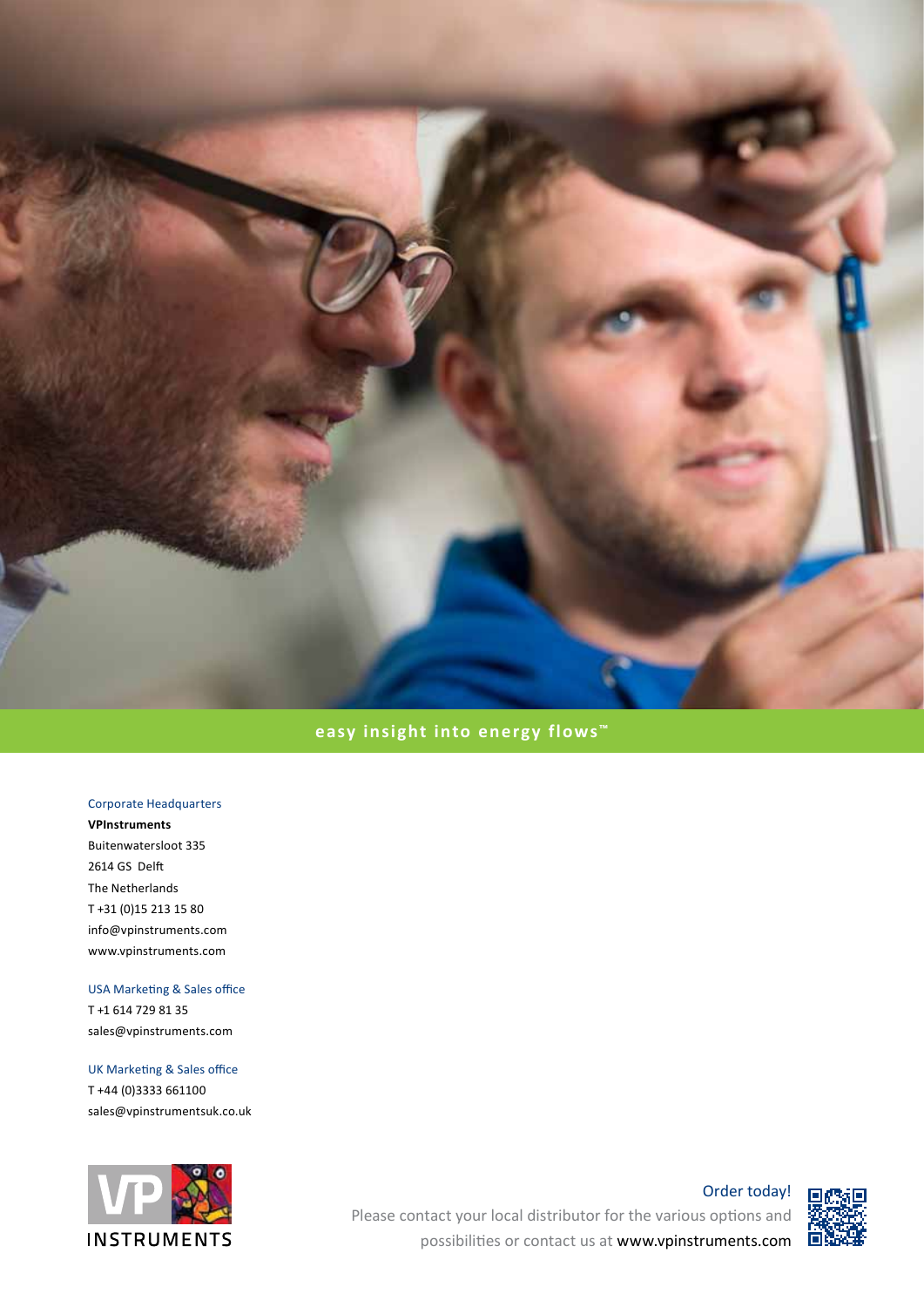easy insight into energy flows™

Corporate Headquarters

**VPInstruments**
Buitenwatersloot 335
2614 GS Delft
The Netherlands
T +31 (0)15 213 15 80
info@vpinstruments.com
www.vpinstruments.com

USA Marketing & Sales office

T +1 614 729 81 35
sales@vpinstruments.com

UK Marketing & Sales office

T +44 (0)3333 661100
sales@vpinstrumentsuk.co.uk

VP INSTRUMENTS

Order today!

Please contact your local distributor for the various options and possibilities or contact us at www.vpinstruments.com